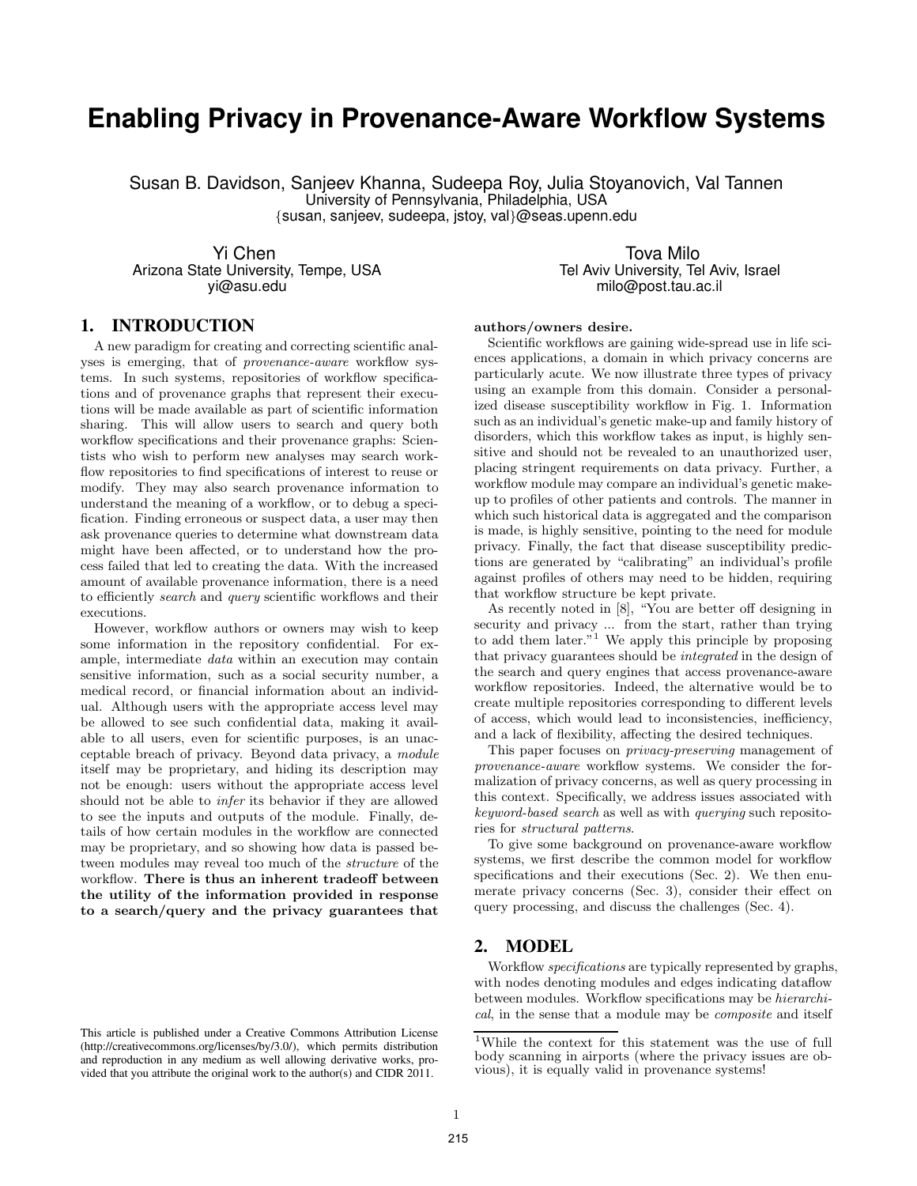# Enabling Privacy in Provenance-Aware Workflow Systems

Susan B. Davidson, Sanjeev Khanna, Sudeepa Roy, Julia Stoyanovich, Val Tannen
University of Pennsylvania, Philadelphia, USA
{susan, sanjeev, sudeepa, jstoy, val}@seas.upenn.edu

Yi Chen
Arizona State University, Tempe, USA
yi@asu.edu

Tova Milo
Tel Aviv University, Tel Aviv, Israel
milo@post.tau.ac.il

## 1. INTRODUCTION

A new paradigm for creating and correcting scientific analyses is emerging, that of *provenance-aware* workflow systems. In such systems, repositories of workflow specifications and of provenance graphs that represent their executions will be made available as part of scientific information sharing. This will allow users to search and query both workflow specifications and their provenance graphs: Scientists who wish to perform new analyses may search workflow repositories to find specifications of interest to reuse or modify. They may also search provenance information to understand the meaning of a workflow, or to debug a specification. Finding erroneous or suspect data, a user may then ask provenance queries to determine what downstream data might have been affected, or to understand how the process failed that led to creating the data. With the increased amount of available provenance information, there is a need to efficiently *search* and *query* scientific workflows and their executions.

However, workflow authors or owners may wish to keep some information in the repository confidential. For example, intermediate *data* within an execution may contain sensitive information, such as a social security number, a medical record, or financial information about an individual. Although users with the appropriate access level may be allowed to see such confidential data, making it available to all users, even for scientific purposes, is an unacceptable breach of privacy. Beyond data privacy, a *module* itself may be proprietary, and hiding its description may not be enough: users without the appropriate access level should not be able to *infer* its behavior if they are allowed to see the inputs and outputs of the module. Finally, details of how certain modules in the workflow are connected may be proprietary, and so showing how data is passed between modules may reveal too much of the *structure* of the workflow. **There is thus an inherent tradeoff between the utility of the information provided in response to a search/query and the privacy guarantees that authors/owners desire.**

Scientific workflows are gaining wide-spread use in life sciences applications, a domain in which privacy concerns are particularly acute. We now illustrate three types of privacy using an example from this domain. Consider a personalized disease susceptibility workflow in Fig. 1. Information such as an individual's genetic make-up and family history of disorders, which this workflow takes as input, is highly sensitive and should not be revealed to an unauthorized user, placing stringent requirements on data privacy. Further, a workflow module may compare an individual's genetic make-up to profiles of other patients and controls. The manner in which such historical data is aggregated and the comparison is made, is highly sensitive, pointing to the need for module privacy. Finally, the fact that disease susceptibility predictions are generated by "calibrating" an individual's profile against profiles of others may need to be hidden, requiring that workflow structure be kept private.

As recently noted in [8], "You are better off designing in security and privacy ... from the start, rather than trying to add them later."[1] We apply this principle by proposing that privacy guarantees should be *integrated* in the design of the search and query engines that access provenance-aware workflow repositories. Indeed, the alternative would be to create multiple repositories corresponding to different levels of access, which would lead to inconsistencies, inefficiency, and a lack of flexibility, affecting the desired techniques.

This paper focuses on *privacy-preserving* management of *provenance-aware* workflow systems. We consider the formalization of privacy concerns, as well as query processing in this context. Specifically, we address issues associated with *keyword-based search* as well as with *querying* such repositories for *structural patterns*.

To give some background on provenance-aware workflow systems, we first describe the common model for workflow specifications and their executions (Sec. 2). We then enumerate privacy concerns (Sec. 3), consider their effect on query processing, and discuss the challenges (Sec. 4).

## 2. MODEL

Workflow *specifications* are typically represented by graphs, with nodes denoting modules and edges indicating dataflow between modules. Workflow specifications may be *hierarchical*, in the sense that a module may be *composite* and itself

[1] While the context for this statement was the use of full body scanning in airports (where the privacy issues are obvious), it is equally valid in provenance systems!

This article is published under a Creative Commons Attribution License (http://creativecommons.org/licenses/by/3.0/), which permits distribution and reproduction in any medium as well allowing derivative works, provided that you attribute the original work to the author(s) and CIDR 2011.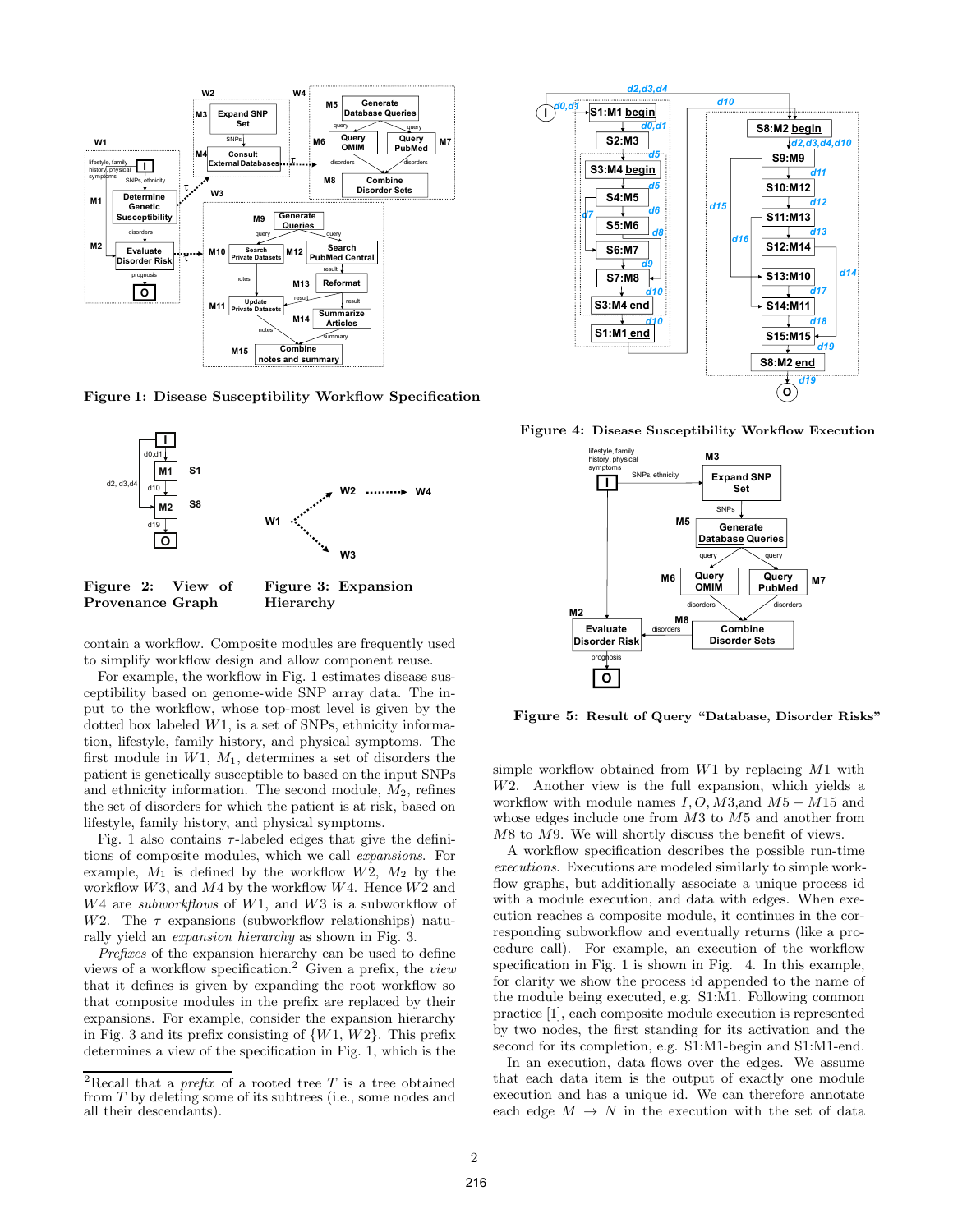**Figure 1: Disease Susceptibility Workflow Specification**

**Figure 2: View of Provenance Graph**

**Figure 3: Expansion Hierarchy**

contain a workflow. Composite modules are frequently used to simplify workflow design and allow component reuse.

For example, the workflow in Fig. 1 estimates disease susceptibility based on genome-wide SNP array data. The input to the workflow, whose top-most level is given by the dotted box labeled $W1$, is a set of SNPs, ethnicity information, lifestyle, family history, and physical symptoms. The first module in $W1$, $M_1$, determines a set of disorders the patient is genetically susceptible to based on the input SNPs and ethnicity information. The second module, $M_2$, refines the set of disorders for which the patient is at risk, based on lifestyle, family history, and physical symptoms.

Fig. 1 also contains $\tau$-labeled edges that give the definitions of composite modules, which we call *expansions*. For example, $M_1$ is defined by the workflow $W2$, $M_2$ by the workflow $W3$, and $M4$ by the workflow $W4$. Hence $W2$ and $W4$ are *subworkflows* of $W1$, and $W3$ is a subworkflow of $W2$. The $\tau$ expansions (subworkflow relationships) naturally yield an *expansion hierarchy* as shown in Fig. 3.

*Prefixes* of the expansion hierarchy can be used to define views of a workflow specification.[2] Given a prefix, the *view* that it defines is given by expanding the root workflow so that composite modules in the prefix are replaced by their expansions. For example, consider the expansion hierarchy in Fig. 3 and its prefix consisting of $\{W1, W2\}$. This prefix determines a view of the specification in Fig. 1, which is the simple workflow obtained from $W1$ by replacing $M1$ with $W2$. Another view is the full expansion, which yields a workflow with module names $I, O, M3$,and $M5 - M15$ and whose edges include one from $M3$ to $M5$ and another from $M8$ to $M9$. We will shortly discuss the benefit of views.

A workflow specification describes the possible run-time *executions*. Executions are modeled similarly to simple workflow graphs, but additionally associate a unique process id with a module execution, and data with edges. When execution reaches a composite module, it continues in the corresponding subworkflow and eventually returns (like a procedure call). For example, an execution of the workflow specification in Fig. 1 is shown in Fig. 4. In this example, for clarity we show the process id appended to the name of the module being executed, e.g. S1:M1. Following common practice [1], each composite module execution is represented by two nodes, the first standing for its activation and the second for its completion, e.g. S1:M1-begin and S1:M1-end.

In an execution, data flows over the edges. We assume that each data item is the output of exactly one module execution and has a unique id. We can therefore annotate each edge $M \rightarrow N$ in the execution with the set of data

**Figure 4: Disease Susceptibility Workflow Execution**

**Figure 5: Result of Query "Database, Disorder Risks"**

[2]Recall that a *prefix* of a rooted tree $T$ is a tree obtained from $T$ by deleting some of its subtrees (i.e., some nodes and all their descendants).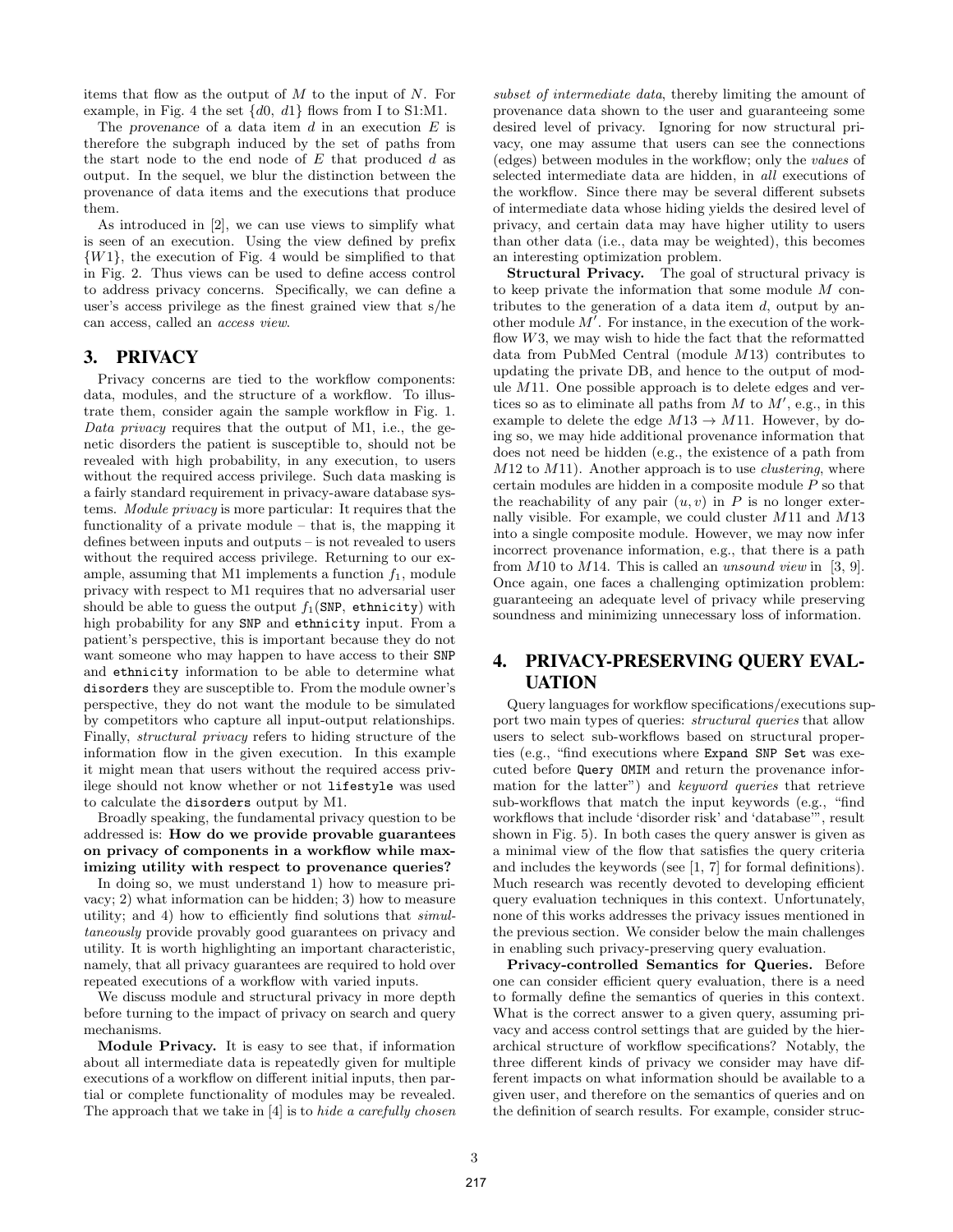items that flow as the output of $M$ to the input of $N$. For example, in Fig. 4 the set $\{d0, d1\}$ flows from I to S1:M1.

The *provenance* of a data item $d$ in an execution $E$ is therefore the subgraph induced by the set of paths from the start node to the end node of $E$ that produced $d$ as output. In the sequel, we blur the distinction between the provenance of data items and the executions that produce them.

As introduced in [2], we can use views to simplify what is seen of an execution. Using the view defined by prefix $\{W1\}$, the execution of Fig. 4 would be simplified to that in Fig. 2. Thus views can be used to define access control to address privacy concerns. Specifically, we can define a user's access privilege as the finest grained view that s/he can access, called an *access view*.

## 3. PRIVACY

Privacy concerns are tied to the workflow components: data, modules, and the structure of a workflow. To illustrate them, consider again the sample workflow in Fig. 1. *Data privacy* requires that the output of M1, i.e., the genetic disorders the patient is susceptible to, should not be revealed with high probability, in any execution, to users without the required access privilege. Such data masking is a fairly standard requirement in privacy-aware database systems. *Module privacy* is more particular: It requires that the functionality of a private module – that is, the mapping it defines between inputs and outputs – is not revealed to users without the required access privilege. Returning to our example, assuming that M1 implements a function $f_1$, module privacy with respect to M1 requires that no adversarial user should be able to guess the output $f_1$(`SNP`, `ethnicity`) with high probability for any `SNP` and `ethnicity` input. From a patient's perspective, this is important because they do not want someone who may happen to have access to their `SNP` and `ethnicity` information to be able to determine what `disorders` they are susceptible to. From the module owner's perspective, they do not want the module to be simulated by competitors who capture all input-output relationships. Finally, *structural privacy* refers to hiding structure of the information flow in the given execution. In this example it might mean that users without the required access privilege should not know whether or not `lifestyle` was used to calculate the `disorders` output by M1.

Broadly speaking, the fundamental privacy question to be addressed is: **How do we provide provable guarantees on privacy of components in a workflow while maximizing utility with respect to provenance queries?**

In doing so, we must understand 1) how to measure privacy; 2) what information can be hidden; 3) how to measure utility; and 4) how to efficiently find solutions that *simultaneously* provide provably good guarantees on privacy and utility. It is worth highlighting an important characteristic, namely, that all privacy guarantees are required to hold over repeated executions of a workflow with varied inputs.

We discuss module and structural privacy in more depth before turning to the impact of privacy on search and query mechanisms.

**Module Privacy.** It is easy to see that, if information about all intermediate data is repeatedly given for multiple executions of a workflow on different initial inputs, then partial or complete functionality of modules may be revealed. The approach that we take in [4] is to *hide a carefully chosen subset of intermediate data*, thereby limiting the amount of provenance data shown to the user and guaranteeing some desired level of privacy. Ignoring for now structural privacy, one may assume that users can see the connections (edges) between modules in the workflow; only the *values* of selected intermediate data are hidden, in *all* executions of the workflow. Since there may be several different subsets of intermediate data whose hiding yields the desired level of privacy, and certain data may have higher utility to users than other data (i.e., data may be weighted), this becomes an interesting optimization problem.

**Structural Privacy.** The goal of structural privacy is to keep private the information that some module $M$ contributes to the generation of a data item $d$, output by another module $M'$. For instance, in the execution of the workflow $W3$, we may wish to hide the fact that the reformatted data from PubMed Central (module $M13$) contributes to updating the private DB, and hence to the output of module $M11$. One possible approach is to delete edges and vertices so as to eliminate all paths from $M$ to $M'$, e.g., in this example to delete the edge $M13 \rightarrow M11$. However, by doing so, we may hide additional provenance information that does not need be hidden (e.g., the existence of a path from $M12$ to $M11$). Another approach is to use *clustering*, where certain modules are hidden in a composite module $P$ so that the reachability of any pair $(u, v)$ in $P$ is no longer externally visible. For example, we could cluster $M11$ and $M13$ into a single composite module. However, we may now infer incorrect provenance information, e.g., that there is a path from $M10$ to $M14$. This is called an *unsound view* in [3, 9]. Once again, one faces a challenging optimization problem: guaranteeing an adequate level of privacy while preserving soundness and minimizing unnecessary loss of information.

## 4. PRIVACY-PRESERVING QUERY EVALUATION

Query languages for workflow specifications/executions support two main types of queries: *structural queries* that allow users to select sub-workflows based on structural properties (e.g., "find executions where `Expand SNP Set` was executed before `Query OMIM` and return the provenance information for the latter") and *keyword queries* that retrieve sub-workflows that match the input keywords (e.g., "find workflows that include 'disorder risk' and 'database'", result shown in Fig. 5). In both cases the query answer is given as a minimal view of the flow that satisfies the query criteria and includes the keywords (see [1, 7] for formal definitions). Much research was recently devoted to developing efficient query evaluation techniques in this context. Unfortunately, none of this works addresses the privacy issues mentioned in the previous section. We consider below the main challenges in enabling such privacy-preserving query evaluation.

**Privacy-controlled Semantics for Queries.** Before one can consider efficient query evaluation, there is a need to formally define the semantics of queries in this context. What is the correct answer to a given query, assuming privacy and access control settings that are guided by the hierarchical structure of workflow specifications? Notably, the three different kinds of privacy we consider may have different impacts on what information should be available to a given user, and therefore on the semantics of queries and on the definition of search results. For example, consider struc-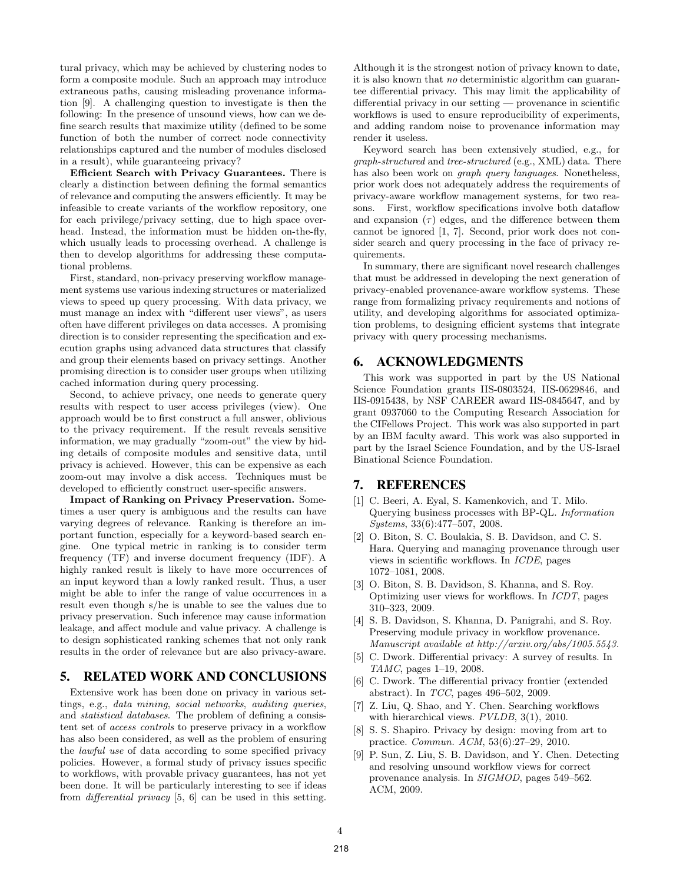tural privacy, which may be achieved by clustering nodes to form a composite module. Such an approach may introduce extraneous paths, causing misleading provenance information [9]. A challenging question to investigate is then the following: In the presence of unsound views, how can we define search results that maximize utility (defined to be some function of both the number of correct node connectivity relationships captured and the number of modules disclosed in a result), while guaranteeing privacy?

**Efficient Search with Privacy Guarantees.** There is clearly a distinction between defining the formal semantics of relevance and computing the answers efficiently. It may be infeasible to create variants of the workflow repository, one for each privilege/privacy setting, due to high space overhead. Instead, the information must be hidden on-the-fly, which usually leads to processing overhead. A challenge is then to develop algorithms for addressing these computational problems.

First, standard, non-privacy preserving workflow management systems use various indexing structures or materialized views to speed up query processing. With data privacy, we must manage an index with "different user views", as users often have different privileges on data accesses. A promising direction is to consider representing the specification and execution graphs using advanced data structures that classify and group their elements based on privacy settings. Another promising direction is to consider user groups when utilizing cached information during query processing.

Second, to achieve privacy, one needs to generate query results with respect to user access privileges (view). One approach would be to first construct a full answer, oblivious to the privacy requirement. If the result reveals sensitive information, we may gradually "zoom-out" the view by hiding details of composite modules and sensitive data, until privacy is achieved. However, this can be expensive as each zoom-out may involve a disk access. Techniques must be developed to efficiently construct user-specific answers.

**Impact of Ranking on Privacy Preservation.** Sometimes a user query is ambiguous and the results can have varying degrees of relevance. Ranking is therefore an important function, especially for a keyword-based search engine. One typical metric in ranking is to consider term frequency (TF) and inverse document frequency (IDF). A highly ranked result is likely to have more occurrences of an input keyword than a lowly ranked result. Thus, a user might be able to infer the range of value occurrences in a result even though s/he is unable to see the values due to privacy preservation. Such inference may cause information leakage, and affect module and value privacy. A challenge is to design sophisticated ranking schemes that not only rank results in the order of relevance but are also privacy-aware.

## 5. RELATED WORK AND CONCLUSIONS

Extensive work has been done on privacy in various settings, e.g., *data mining*, *social networks*, *auditing queries*, and *statistical databases*. The problem of defining a consistent set of *access controls* to preserve privacy in a workflow has also been considered, as well as the problem of ensuring the *lawful use* of data according to some specified privacy policies. However, a formal study of privacy issues specific to workflows, with provable privacy guarantees, has not yet been done. It will be particularly interesting to see if ideas from *differential privacy* [5, 6] can be used in this setting. Although it is the strongest notion of privacy known to date, it is also known that *no* deterministic algorithm can guarantee differential privacy. This may limit the applicability of differential privacy in our setting — provenance in scientific workflows is used to ensure reproducibility of experiments, and adding random noise to provenance information may render it useless.

Keyword search has been extensively studied, e.g., for *graph-structured* and *tree-structured* (e.g., XML) data. There has also been work on *graph query languages*. Nonetheless, prior work does not adequately address the requirements of privacy-aware workflow management systems, for two reasons. First, workflow specifications involve both dataflow and expansion ($\tau$) edges, and the difference between them cannot be ignored [1, 7]. Second, prior work does not consider search and query processing in the face of privacy requirements.

In summary, there are significant novel research challenges that must be addressed in developing the next generation of privacy-enabled provenance-aware workflow systems. These range from formalizing privacy requirements and notions of utility, and developing algorithms for associated optimization problems, to designing efficient systems that integrate privacy with query processing mechanisms.

## 6. ACKNOWLEDGMENTS

This work was supported in part by the US National Science Foundation grants IIS-0803524, IIS-0629846, and IIS-0915438, by NSF CAREER award IIS-0845647, and by grant 0937060 to the Computing Research Association for the CIFellows Project. This work was also supported in part by an IBM faculty award. This work was also supported in part by the Israel Science Foundation, and by the US-Israel Binational Science Foundation.

## 7. REFERENCES

[1] C. Beeri, A. Eyal, S. Kamenkovich, and T. Milo. Querying business processes with BP-QL. *Information Systems*, 33(6):477–507, 2008.

[2] O. Biton, S. C. Boulakia, S. B. Davidson, and C. S. Hara. Querying and managing provenance through user views in scientific workflows. In *ICDE*, pages 1072–1081, 2008.

[3] O. Biton, S. B. Davidson, S. Khanna, and S. Roy. Optimizing user views for workflows. In *ICDT*, pages 310–323, 2009.

[4] S. B. Davidson, S. Khanna, D. Panigrahi, and S. Roy. Preserving module privacy in workflow provenance. *Manuscript available at http://arxiv.org/abs/1005.5543.*

[5] C. Dwork. Differential privacy: A survey of results. In *TAMC*, pages 1–19, 2008.

[6] C. Dwork. The differential privacy frontier (extended abstract). In *TCC*, pages 496–502, 2009.

[7] Z. Liu, Q. Shao, and Y. Chen. Searching workflows with hierarchical views. *PVLDB*, 3(1), 2010.

[8] S. S. Shapiro. Privacy by design: moving from art to practice. *Commun. ACM*, 53(6):27–29, 2010.

[9] P. Sun, Z. Liu, S. B. Davidson, and Y. Chen. Detecting and resolving unsound workflow views for correct provenance analysis. In *SIGMOD*, pages 549–562. ACM, 2009.